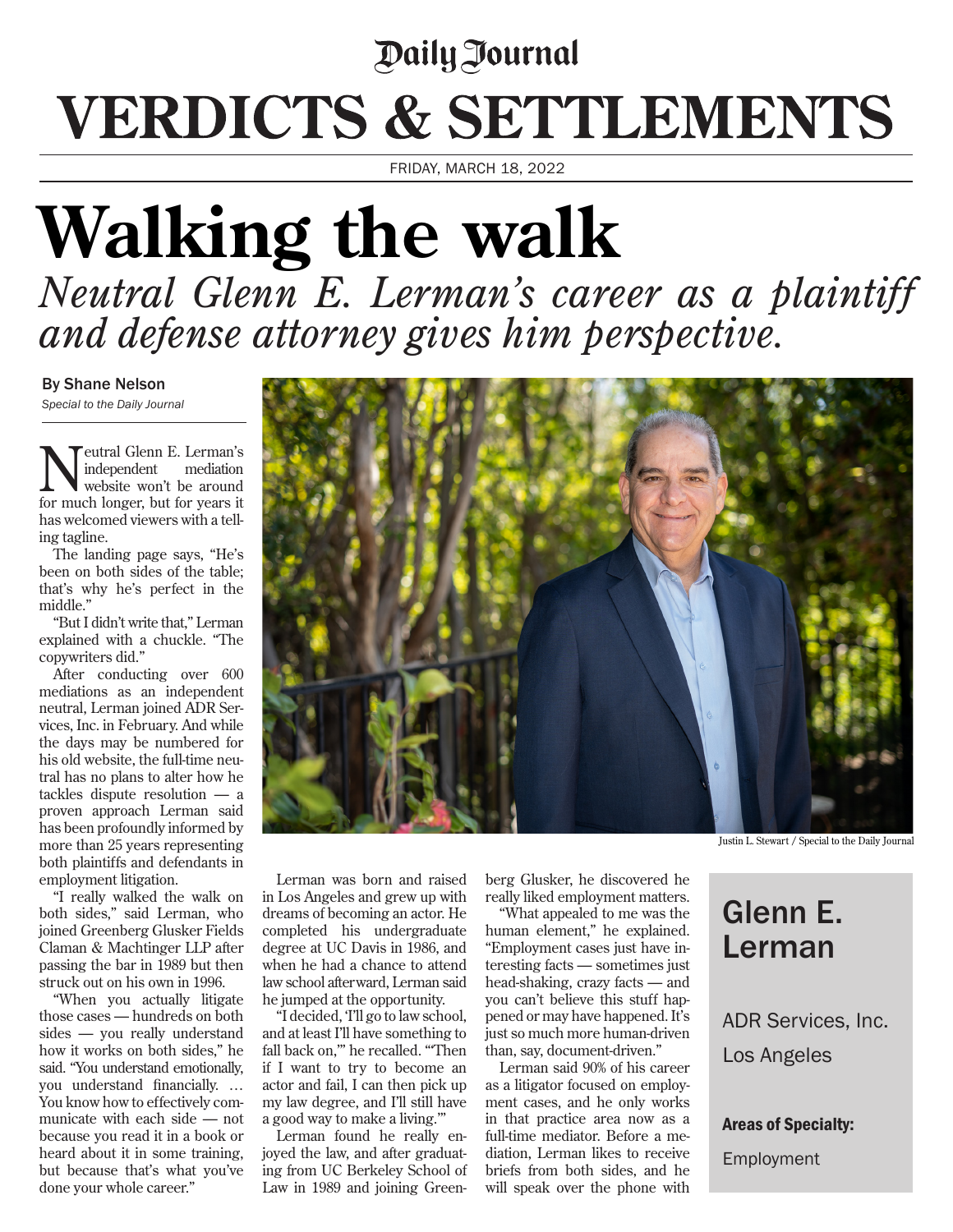# Daily Journal

# VERDICTS & SETTLEMENTS

FRIDAY, MARCH 18, 2022

# Walking the walk

*Neutral Glenn E. Lerman's career as a plaintiff and defense attorney gives him perspective.*

By Shane Nelson

*Special to the Daily Journal*

Justin L. Stewart / Special to the Daily Journal

Neutral Glenn E. Lerman's independent mediation website won't be around for much longer, but for years it has welcomed viewers with a telling tagline.

The landing page says, "He's been on both sides of the table; that's why he's perfect in the middle."

"But I didn't write that," Lerman explained with a chuckle. "The copywriters did."

After conducting over 600 mediations as an independent neutral, Lerman joined ADR Services, Inc. in February. And while the days may be numbered for his old website, the full-time neutral has no plans to alter how he tackles dispute resolution — a proven approach Lerman said has been profoundly informed by more than 25 years representing both plaintiffs and defendants in employment litigation.

"I really walked the walk on both sides," said Lerman, who joined Greenberg Glusker Fields Claman & Machtinger LLP after passing the bar in 1989 but then struck out on his own in 1996.

"When you actually litigate those cases — hundreds on both sides — you really understand how it works on both sides," he said. "You understand emotionally, you understand financially. … You know how to effectively communicate with each side — not because you read it in a book or heard about it in some training, but because that's what you've done your whole career."

Lerman was born and raised in Los Angeles and grew up with dreams of becoming an actor. He completed his undergraduate degree at UC Davis in 1986, and when he had a chance to attend law school afterward, Lerman said he jumped at the opportunity.

"I decided, 'I'll go to law school, and at least I'll have something to fall back on,'" he recalled. "'Then if I want to try to become an actor and fail, I can then pick up my law degree, and I'll still have a good way to make a living.'"

Lerman found he really enjoyed the law, and after graduating from UC Berkeley School of Law in 1989 and joining Greenberg Glusker, he discovered he really liked employment matters.

"What appealed to me was the human element," he explained. "Employment cases just have interesting facts — sometimes just head-shaking, crazy facts — and you can't believe this stuff happened or may have happened. It's just so much more human-driven than, say, document-driven."

Lerman said 90% of his career as a litigator focused on employment cases, and he only works in that practice area now as a full-time mediator. Before a mediation, Lerman likes to receive briefs from both sides, and he will speak over the phone with

## Glenn E. Lerman

ADR Services, Inc.

Los Angeles

**Areas of Specialty:**

Employment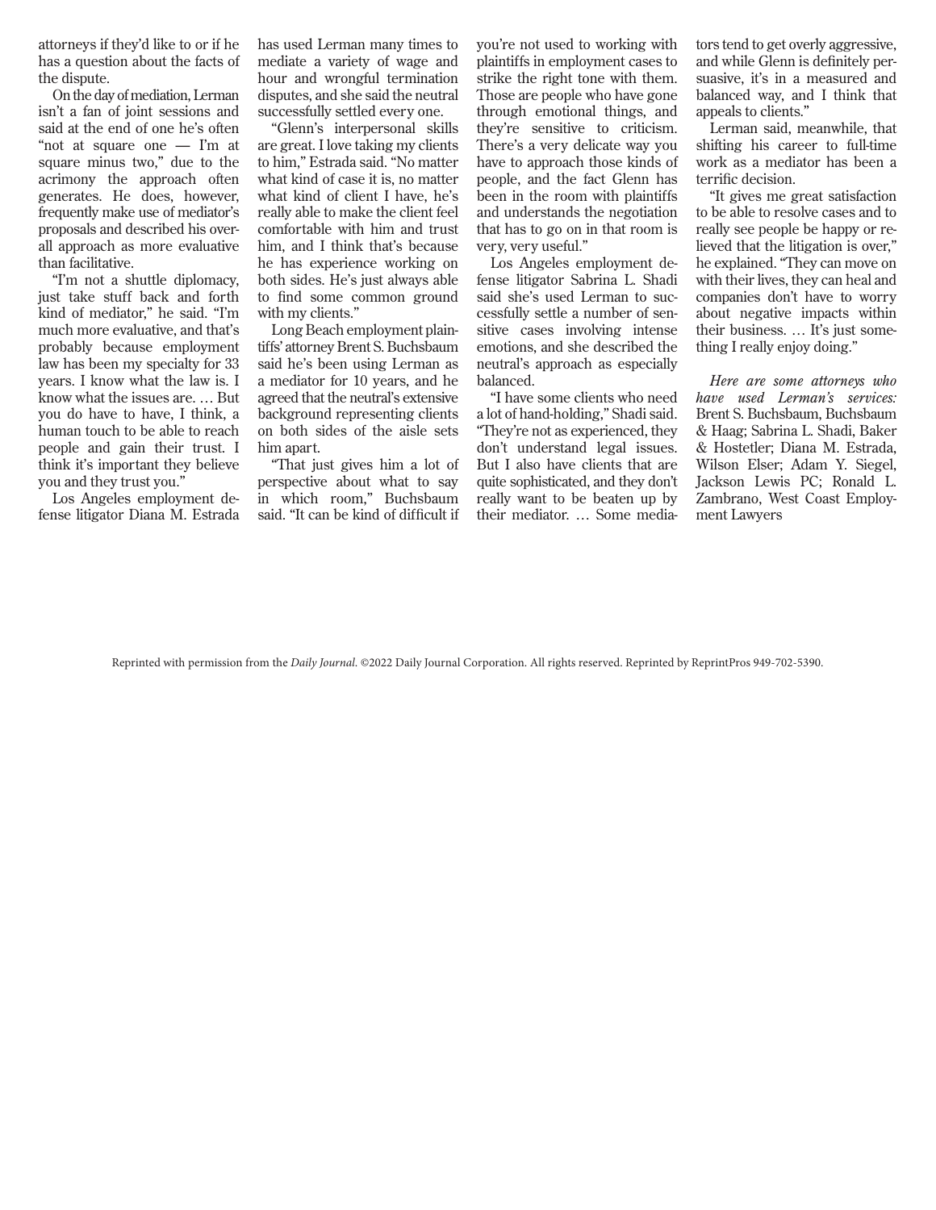attorneys if they'd like to or if he has a question about the facts of the dispute.

On the day of mediation, Lerman isn't a fan of joint sessions and said at the end of one he's often "not at square one — I'm at square minus two," due to the acrimony the approach often generates. He does, however, frequently make use of mediator's proposals and described his overall approach as more evaluative than facilitative.

"I'm not a shuttle diplomacy, just take stuff back and forth kind of mediator," he said. "I'm much more evaluative, and that's probably because employment law has been my specialty for 33 years. I know what the law is. I know what the issues are. … But you do have to have, I think, a human touch to be able to reach people and gain their trust. I think it's important they believe you and they trust you."

Los Angeles employment defense litigator Diana M. Estrada has used Lerman many times to mediate a variety of wage and hour and wrongful termination disputes, and she said the neutral successfully settled every one.

"Glenn's interpersonal skills are great. I love taking my clients to him," Estrada said. "No matter what kind of case it is, no matter what kind of client I have, he's really able to make the client feel comfortable with him and trust him, and I think that's because he has experience working on both sides. He's just always able to find some common ground with my clients."

Long Beach employment plaintiffs' attorney Brent S. Buchsbaum said he's been using Lerman as a mediator for 10 years, and he agreed that the neutral's extensive background representing clients on both sides of the aisle sets him apart.

"That just gives him a lot of perspective about what to say in which room," Buchsbaum said. "It can be kind of difficult if you're not used to working with plaintiffs in employment cases to strike the right tone with them. Those are people who have gone through emotional things, and they're sensitive to criticism. There's a very delicate way you have to approach those kinds of people, and the fact Glenn has been in the room with plaintiffs and understands the negotiation that has to go on in that room is very, very useful."

Los Angeles employment defense litigator Sabrina L. Shadi said she's used Lerman to successfully settle a number of sensitive cases involving intense emotions, and she described the neutral's approach as especially balanced.

"I have some clients who need a lot of hand-holding," Shadi said. "They're not as experienced, they don't understand legal issues. But I also have clients that are quite sophisticated, and they don't really want to be beaten up by their mediator. … Some mediators tend to get overly aggressive, and while Glenn is definitely persuasive, it's in a measured and balanced way, and I think that appeals to clients."

Lerman said, meanwhile, that shifting his career to full-time work as a mediator has been a terrific decision.

"It gives me great satisfaction to be able to resolve cases and to really see people be happy or relieved that the litigation is over," he explained. "They can move on with their lives, they can heal and companies don't have to worry about negative impacts within their business. … It's just something I really enjoy doing."

*Here are some attorneys who have used Lerman's services:* Brent S. Buchsbaum, Buchsbaum & Haag; Sabrina L. Shadi, Baker & Hostetler; Diana M. Estrada, Wilson Elser; Adam Y. Siegel, Jackson Lewis PC; Ronald L. Zambrano, West Coast Employment Lawyers

Reprinted with permission from the *Daily Journal*. ©2022 Daily Journal Corporation. All rights reserved. Reprinted by ReprintPros 949-702-5390.